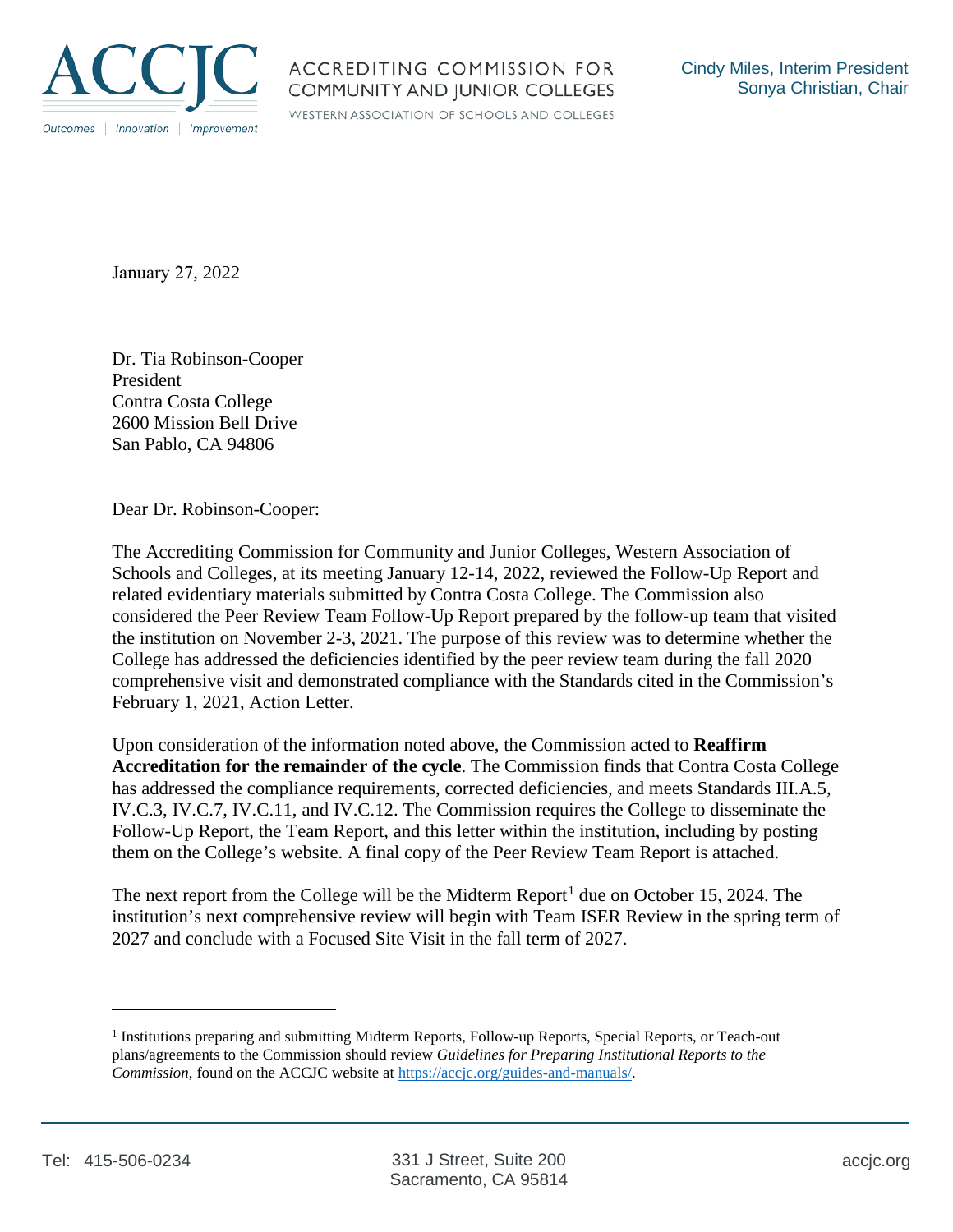ACCJC

Outcomes | Innovation | Improvement

ACCREDITING COMMISSION FOR COMMUNITY AND JUNIOR COLLEGES

WESTERN ASSOCIATION OF SCHOOLS AND COLLEGES

Cindy Miles, Interim President
Sonya Christian, Chair

January 27, 2022

Dr. Tia Robinson-Cooper
President
Contra Costa College
2600 Mission Bell Drive
San Pablo, CA 94806

Dear Dr. Robinson-Cooper:

The Accrediting Commission for Community and Junior Colleges, Western Association of Schools and Colleges, at its meeting January 12-14, 2022, reviewed the Follow-Up Report and related evidentiary materials submitted by Contra Costa College. The Commission also considered the Peer Review Team Follow-Up Report prepared by the follow-up team that visited the institution on November 2-3, 2021. The purpose of this review was to determine whether the College has addressed the deficiencies identified by the peer review team during the fall 2020 comprehensive visit and demonstrated compliance with the Standards cited in the Commission's February 1, 2021, Action Letter.

Upon consideration of the information noted above, the Commission acted to **Reaffirm Accreditation for the remainder of the cycle**. The Commission finds that Contra Costa College has addressed the compliance requirements, corrected deficiencies, and meets Standards III.A.5, IV.C.3, IV.C.7, IV.C.11, and IV.C.12. The Commission requires the College to disseminate the Follow-Up Report, the Team Report, and this letter within the institution, including by posting them on the College's website. A final copy of the Peer Review Team Report is attached.

The next report from the College will be the Midterm Report[1] due on October 15, 2024. The institution's next comprehensive review will begin with Team ISER Review in the spring term of 2027 and conclude with a Focused Site Visit in the fall term of 2027.

---

[1] Institutions preparing and submitting Midterm Reports, Follow-up Reports, Special Reports, or Teach-out plans/agreements to the Commission should review *Guidelines for Preparing Institutional Reports to the Commission*, found on the ACCJC website at https://accjc.org/guides-and-manuals/.

Tel: 415-506-0234 | 331 J Street, Suite 200 Sacramento, CA 95814 | accjc.org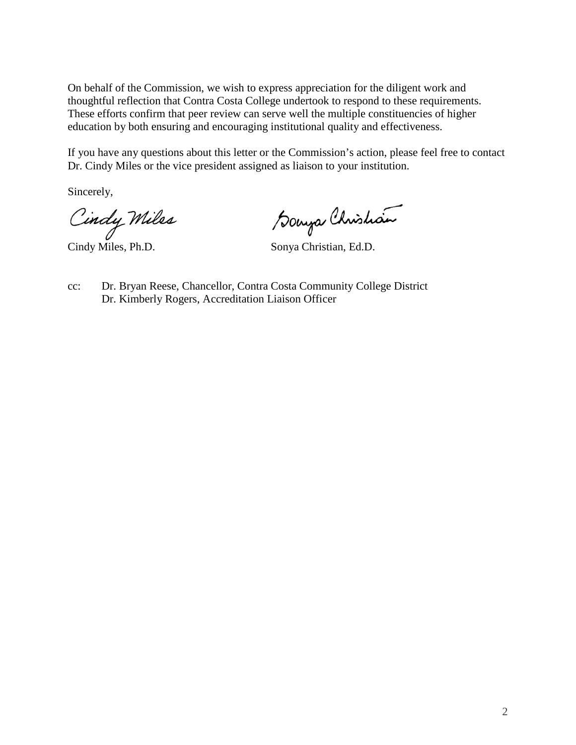On behalf of the Commission, we wish to express appreciation for the diligent work and thoughtful reflection that Contra Costa College undertook to respond to these requirements. These efforts confirm that peer review can serve well the multiple constituencies of higher education by both ensuring and encouraging institutional quality and effectiveness.

If you have any questions about this letter or the Commission's action, please feel free to contact Dr. Cindy Miles or the vice president assigned as liaison to your institution.

Sincerely,

Cindy Miles, Ph.D.

Sonya Christian, Ed.D.

cc: Dr. Bryan Reese, Chancellor, Contra Costa Community College District
Dr. Kimberly Rogers, Accreditation Liaison Officer